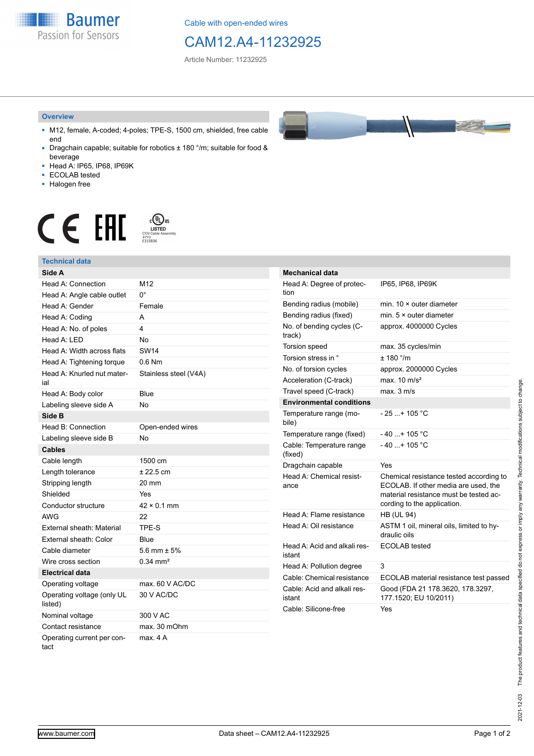Cable with open-ended wires

# CAM12.A4-11232925

Article Number: 11232925

## Overview

- M12, female, A-coded; 4-poles; TPE-S, 1500 cm, shielded, free cable end
- Dragchain capable; suitable for robotics ± 180 °/m; suitable for food & beverage
- Head A: IP65, IP68, IP69K
- ECOLAB tested
- Halogen free

## Technical data

| **Side A** | |
|---|---|
| Head A: Connection | M12 |
| Head A: Angle cable outlet | 0° |
| Head A: Gender | Female |
| Head A: Coding | A |
| Head A: No. of poles | 4 |
| Head A: LED | No |
| Head A: Width across flats | SW14 |
| Head A: Tightening torque | 0.6 Nm |
| Head A: Knurled nut material | Stainless steel (V4A) |
| Head A: Body color | Blue |
| Labeling sleeve side A | No |
| **Side B** | |
| Head B: Connection | Open-ended wires |
| Labeling sleeve side B | No |
| **Cables** | |
| Cable length | 1500 cm |
| Length tolerance | ± 22.5 cm |
| Stripping length | 20 mm |
| Shielded | Yes |
| Conductor structure | 42 × 0.1 mm |
| AWG | 22 |
| External sheath: Material | TPE-S |
| External sheath: Color | Blue |
| Cable diameter | 5.6 mm ± 5% |
| Wire cross section | 0.34 mm² |
| **Electrical data** | |
| Operating voltage | max. 60 V AC/DC |
| Operating voltage (only UL listed) | 30 V AC/DC |
| Nominal voltage | 300 V AC |
| Contact resistance | max. 30 mOhm |
| Operating current per contact | max. 4 A |

| **Mechanical data** | |
|---|---|
| Head A: Degree of protection | IP65, IP68, IP69K |
| Bending radius (mobile) | min. 10 × outer diameter |
| Bending radius (fixed) | min. 5 × outer diameter |
| No. of bending cycles (C-track) | approx. 4000000 Cycles |
| Torsion speed | max. 35 cycles/min |
| Torsion stress in ° | ± 180 °/m |
| No. of torsion cycles | approx. 2000000 Cycles |
| Acceleration (C-track) | max. 10 m/s² |
| Travel speed (C-track) | max. 3 m/s |
| **Environmental conditions** | |
| Temperature range (mobile) | - 25 ...+ 105 °C |
| Temperature range (fixed) | - 40 ...+ 105 °C |
| Cable: Temperature range (fixed) | - 40 ...+ 105 °C |
| Dragchain capable | Yes |
| Head A: Chemical resistance | Chemical resistance tested according to ECOLAB. If other media are used, the material resistance must be tested according to the application. |
| Head A: Flame resistance | HB (UL 94) |
| Head A: Oil resistance | ASTM 1 oil, mineral oils, limited to hydraulic oils |
| Head A: Acid and alkali resistant | ECOLAB tested |
| Head A: Pollution degree | 3 |
| Cable: Chemical resistance | ECOLAB material resistance test passed |
| Cable: Acid and alkali resistant | Good (FDA 21 178.3620, 178.3297, 177.1520; EU 10/2011) |
| Cable: Silicone-free | Yes |

The product features and technical data specified do not express or imply any warranty. Technical modifications subject to change. 2021-12-03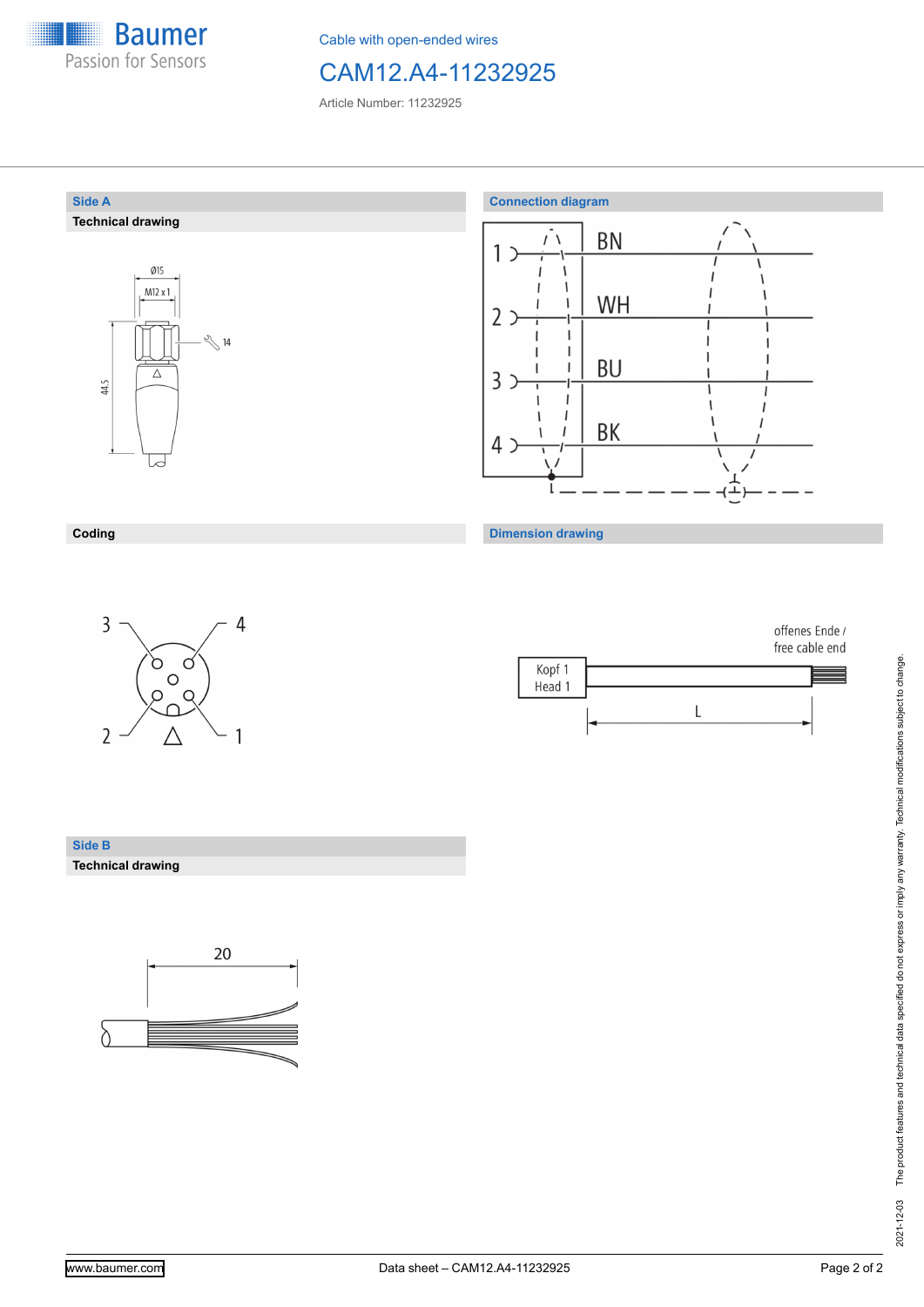Cable with open-ended wires

# CAM12.A4-11232925

Article Number: 11232925

## Side A

### Technical drawing

Ø15
M12 x 1
14
44,5

## Connection diagram

1 BN
2 WH
3 BU
4 BK

### Coding

3 4
2 1

## Dimension drawing

offenes Ende / free cable end
Kopf 1 Head 1
L

## Side B

### Technical drawing

20

The product features and technical data specified do not express or imply any warranty. Technical modifications subject to change.

2021-12-03

www.baumer.com

Data sheet – CAM12.A4-11232925